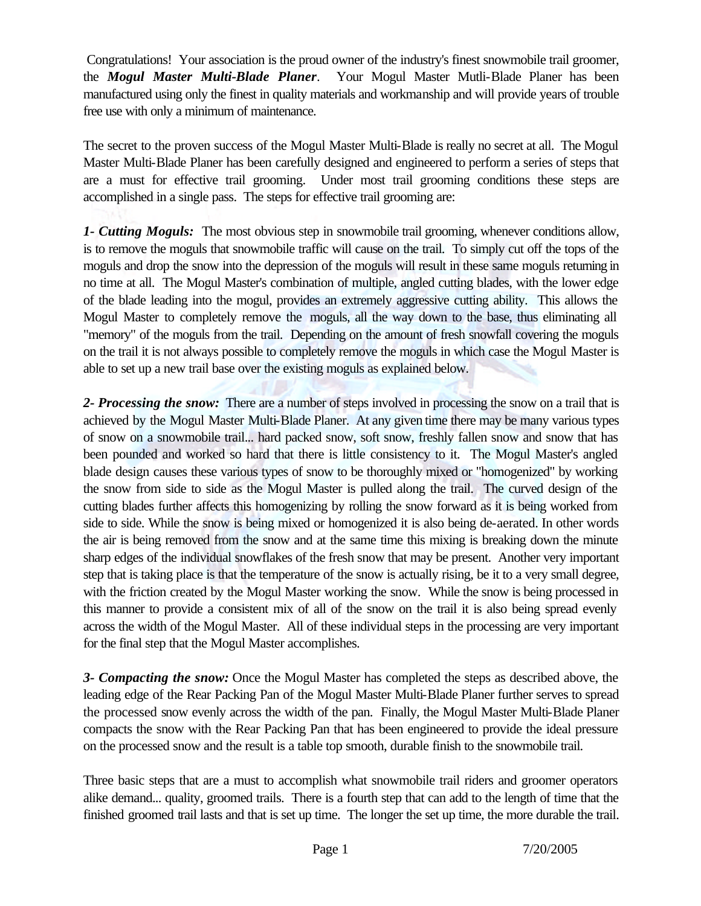Congratulations! Your association is the proud owner of the industry's finest snowmobile trail groomer, the ***Mogul Master Multi-Blade Planer***. Your Mogul Master Mutli-Blade Planer has been manufactured using only the finest in quality materials and workmanship and will provide years of trouble free use with only a minimum of maintenance.

The secret to the proven success of the Mogul Master Multi-Blade is really no secret at all. The Mogul Master Multi-Blade Planer has been carefully designed and engineered to perform a series of steps that are a must for effective trail grooming. Under most trail grooming conditions these steps are accomplished in a single pass. The steps for effective trail grooming are:

***1- Cutting Moguls:*** The most obvious step in snowmobile trail grooming, whenever conditions allow, is to remove the moguls that snowmobile traffic will cause on the trail. To simply cut off the tops of the moguls and drop the snow into the depression of the moguls will result in these same moguls returning in no time at all. The Mogul Master's combination of multiple, angled cutting blades, with the lower edge of the blade leading into the mogul, provides an extremely aggressive cutting ability. This allows the Mogul Master to completely remove the moguls, all the way down to the base, thus eliminating all "memory" of the moguls from the trail. Depending on the amount of fresh snowfall covering the moguls on the trail it is not always possible to completely remove the moguls in which case the Mogul Master is able to set up a new trail base over the existing moguls as explained below.

***2- Processing the snow:*** There are a number of steps involved in processing the snow on a trail that is achieved by the Mogul Master Multi-Blade Planer. At any given time there may be many various types of snow on a snowmobile trail... hard packed snow, soft snow, freshly fallen snow and snow that has been pounded and worked so hard that there is little consistency to it. The Mogul Master's angled blade design causes these various types of snow to be thoroughly mixed or "homogenized" by working the snow from side to side as the Mogul Master is pulled along the trail. The curved design of the cutting blades further affects this homogenizing by rolling the snow forward as it is being worked from side to side. While the snow is being mixed or homogenized it is also being de-aerated. In other words the air is being removed from the snow and at the same time this mixing is breaking down the minute sharp edges of the individual snowflakes of the fresh snow that may be present. Another very important step that is taking place is that the temperature of the snow is actually rising, be it to a very small degree, with the friction created by the Mogul Master working the snow. While the snow is being processed in this manner to provide a consistent mix of all of the snow on the trail it is also being spread evenly across the width of the Mogul Master. All of these individual steps in the processing are very important for the final step that the Mogul Master accomplishes.

***3- Compacting the snow:*** Once the Mogul Master has completed the steps as described above, the leading edge of the Rear Packing Pan of the Mogul Master Multi-Blade Planer further serves to spread the processed snow evenly across the width of the pan. Finally, the Mogul Master Multi-Blade Planer compacts the snow with the Rear Packing Pan that has been engineered to provide the ideal pressure on the processed snow and the result is a table top smooth, durable finish to the snowmobile trail.

Three basic steps that are a must to accomplish what snowmobile trail riders and groomer operators alike demand... quality, groomed trails. There is a fourth step that can add to the length of time that the finished groomed trail lasts and that is set up time. The longer the set up time, the more durable the trail.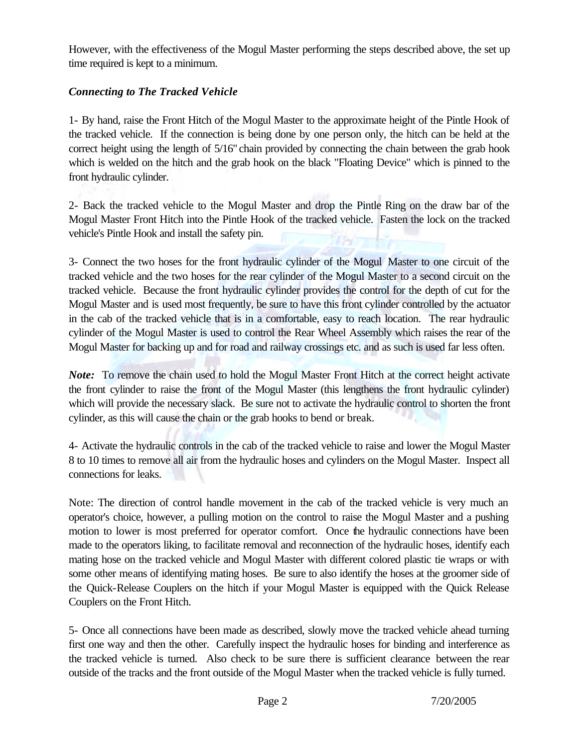However, with the effectiveness of the Mogul Master performing the steps described above, the set up time required is kept to a minimum.

### *Connecting to The Tracked Vehicle*

1- By hand, raise the Front Hitch of the Mogul Master to the approximate height of the Pintle Hook of the tracked vehicle. If the connection is being done by one person only, the hitch can be held at the correct height using the length of 5/16" chain provided by connecting the chain between the grab hook which is welded on the hitch and the grab hook on the black "Floating Device" which is pinned to the front hydraulic cylinder.

2- Back the tracked vehicle to the Mogul Master and drop the Pintle Ring on the draw bar of the Mogul Master Front Hitch into the Pintle Hook of the tracked vehicle. Fasten the lock on the tracked vehicle's Pintle Hook and install the safety pin.

3- Connect the two hoses for the front hydraulic cylinder of the Mogul Master to one circuit of the tracked vehicle and the two hoses for the rear cylinder of the Mogul Master to a second circuit on the tracked vehicle. Because the front hydraulic cylinder provides the control for the depth of cut for the Mogul Master and is used most frequently, be sure to have this front cylinder controlled by the actuator in the cab of the tracked vehicle that is in a comfortable, easy to reach location. The rear hydraulic cylinder of the Mogul Master is used to control the Rear Wheel Assembly which raises the rear of the Mogul Master for backing up and for road and railway crossings etc. and as such is used far less often.

***Note:*** To remove the chain used to hold the Mogul Master Front Hitch at the correct height activate the front cylinder to raise the front of the Mogul Master (this lengthens the front hydraulic cylinder) which will provide the necessary slack. Be sure not to activate the hydraulic control to shorten the front cylinder, as this will cause the chain or the grab hooks to bend or break.

4- Activate the hydraulic controls in the cab of the tracked vehicle to raise and lower the Mogul Master 8 to 10 times to remove all air from the hydraulic hoses and cylinders on the Mogul Master. Inspect all connections for leaks.

Note: The direction of control handle movement in the cab of the tracked vehicle is very much an operator's choice, however, a pulling motion on the control to raise the Mogul Master and a pushing motion to lower is most preferred for operator comfort. Once the hydraulic connections have been made to the operators liking, to facilitate removal and reconnection of the hydraulic hoses, identify each mating hose on the tracked vehicle and Mogul Master with different colored plastic tie wraps or with some other means of identifying mating hoses. Be sure to also identify the hoses at the groomer side of the Quick-Release Couplers on the hitch if your Mogul Master is equipped with the Quick Release Couplers on the Front Hitch.

5- Once all connections have been made as described, slowly move the tracked vehicle ahead turning first one way and then the other. Carefully inspect the hydraulic hoses for binding and interference as the tracked vehicle is turned. Also check to be sure there is sufficient clearance between the rear outside of the tracks and the front outside of the Mogul Master when the tracked vehicle is fully turned.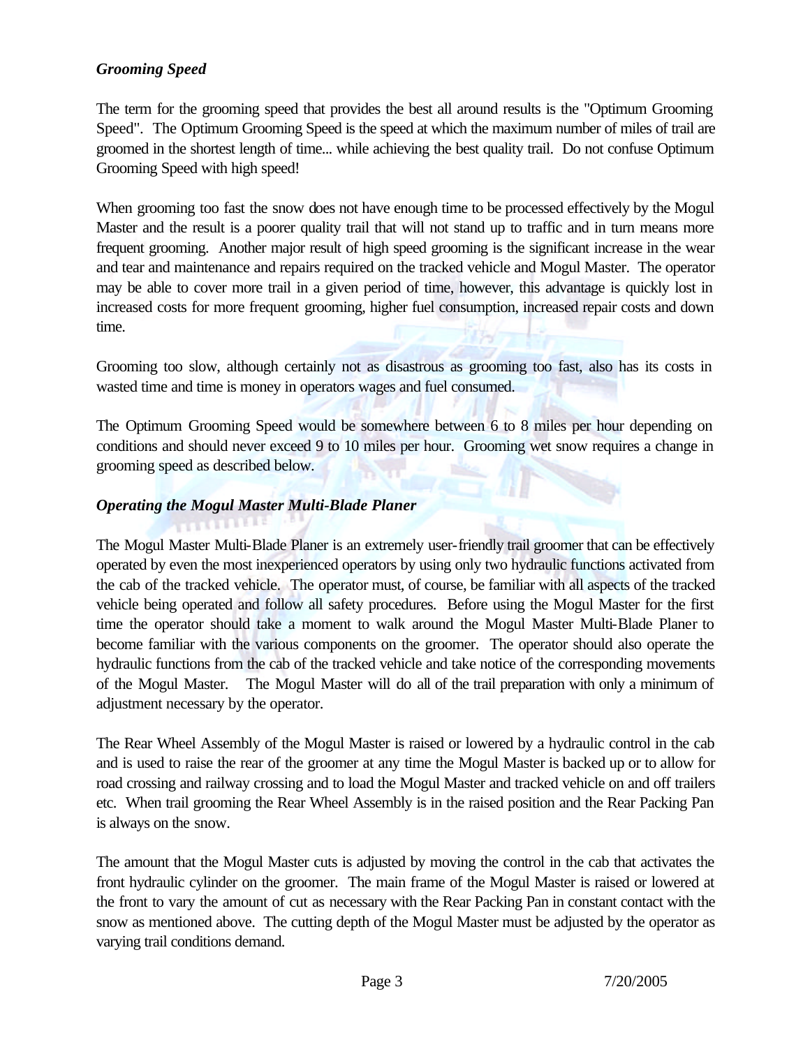### *Grooming Speed*

The term for the grooming speed that provides the best all around results is the "Optimum Grooming Speed". The Optimum Grooming Speed is the speed at which the maximum number of miles of trail are groomed in the shortest length of time... while achieving the best quality trail. Do not confuse Optimum Grooming Speed with high speed!

When grooming too fast the snow does not have enough time to be processed effectively by the Mogul Master and the result is a poorer quality trail that will not stand up to traffic and in turn means more frequent grooming. Another major result of high speed grooming is the significant increase in the wear and tear and maintenance and repairs required on the tracked vehicle and Mogul Master. The operator may be able to cover more trail in a given period of time, however, this advantage is quickly lost in increased costs for more frequent grooming, higher fuel consumption, increased repair costs and down time.

Grooming too slow, although certainly not as disastrous as grooming too fast, also has its costs in wasted time and time is money in operators wages and fuel consumed.

The Optimum Grooming Speed would be somewhere between 6 to 8 miles per hour depending on conditions and should never exceed 9 to 10 miles per hour. Grooming wet snow requires a change in grooming speed as described below.

### *Operating the Mogul Master Multi-Blade Planer*

The Mogul Master Multi-Blade Planer is an extremely user-friendly trail groomer that can be effectively operated by even the most inexperienced operators by using only two hydraulic functions activated from the cab of the tracked vehicle. The operator must, of course, be familiar with all aspects of the tracked vehicle being operated and follow all safety procedures. Before using the Mogul Master for the first time the operator should take a moment to walk around the Mogul Master Multi-Blade Planer to become familiar with the various components on the groomer. The operator should also operate the hydraulic functions from the cab of the tracked vehicle and take notice of the corresponding movements of the Mogul Master. The Mogul Master will do all of the trail preparation with only a minimum of adjustment necessary by the operator.

The Rear Wheel Assembly of the Mogul Master is raised or lowered by a hydraulic control in the cab and is used to raise the rear of the groomer at any time the Mogul Master is backed up or to allow for road crossing and railway crossing and to load the Mogul Master and tracked vehicle on and off trailers etc. When trail grooming the Rear Wheel Assembly is in the raised position and the Rear Packing Pan is always on the snow.

The amount that the Mogul Master cuts is adjusted by moving the control in the cab that activates the front hydraulic cylinder on the groomer. The main frame of the Mogul Master is raised or lowered at the front to vary the amount of cut as necessary with the Rear Packing Pan in constant contact with the snow as mentioned above. The cutting depth of the Mogul Master must be adjusted by the operator as varying trail conditions demand.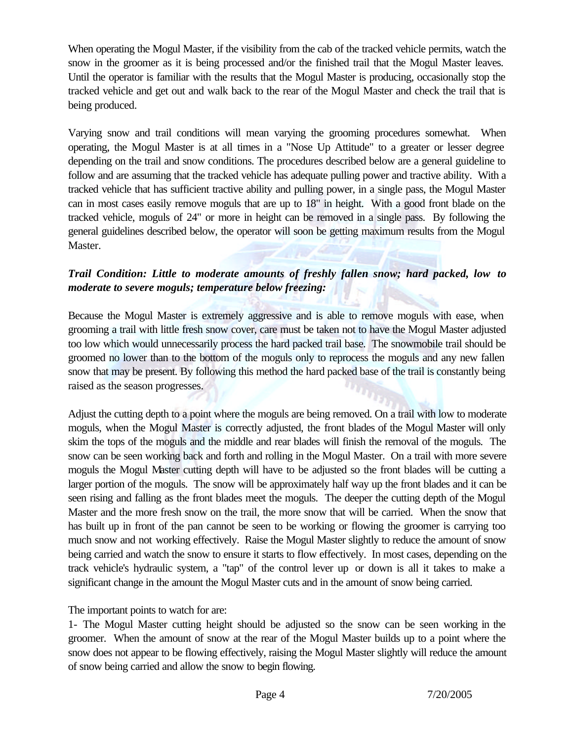When operating the Mogul Master, if the visibility from the cab of the tracked vehicle permits, watch the snow in the groomer as it is being processed and/or the finished trail that the Mogul Master leaves. Until the operator is familiar with the results that the Mogul Master is producing, occasionally stop the tracked vehicle and get out and walk back to the rear of the Mogul Master and check the trail that is being produced.

Varying snow and trail conditions will mean varying the grooming procedures somewhat. When operating, the Mogul Master is at all times in a "Nose Up Attitude" to a greater or lesser degree depending on the trail and snow conditions. The procedures described below are a general guideline to follow and are assuming that the tracked vehicle has adequate pulling power and tractive ability. With a tracked vehicle that has sufficient tractive ability and pulling power, in a single pass, the Mogul Master can in most cases easily remove moguls that are up to 18" in height. With a good front blade on the tracked vehicle, moguls of 24" or more in height can be removed in a single pass. By following the general guidelines described below, the operator will soon be getting maximum results from the Mogul Master.

***Trail Condition: Little to moderate amounts of freshly fallen snow; hard packed, low to moderate to severe moguls; temperature below freezing:***

Because the Mogul Master is extremely aggressive and is able to remove moguls with ease, when grooming a trail with little fresh snow cover, care must be taken not to have the Mogul Master adjusted too low which would unnecessarily process the hard packed trail base. The snowmobile trail should be groomed no lower than to the bottom of the moguls only to reprocess the moguls and any new fallen snow that may be present. By following this method the hard packed base of the trail is constantly being raised as the season progresses.

Adjust the cutting depth to a point where the moguls are being removed. On a trail with low to moderate moguls, when the Mogul Master is correctly adjusted, the front blades of the Mogul Master will only skim the tops of the moguls and the middle and rear blades will finish the removal of the moguls. The snow can be seen working back and forth and rolling in the Mogul Master. On a trail with more severe moguls the Mogul Master cutting depth will have to be adjusted so the front blades will be cutting a larger portion of the moguls. The snow will be approximately half way up the front blades and it can be seen rising and falling as the front blades meet the moguls. The deeper the cutting depth of the Mogul Master and the more fresh snow on the trail, the more snow that will be carried. When the snow that has built up in front of the pan cannot be seen to be working or flowing the groomer is carrying too much snow and not working effectively. Raise the Mogul Master slightly to reduce the amount of snow being carried and watch the snow to ensure it starts to flow effectively. In most cases, depending on the track vehicle's hydraulic system, a "tap" of the control lever up or down is all it takes to make a significant change in the amount the Mogul Master cuts and in the amount of snow being carried.

The important points to watch for are:

1- The Mogul Master cutting height should be adjusted so the snow can be seen working in the groomer. When the amount of snow at the rear of the Mogul Master builds up to a point where the snow does not appear to be flowing effectively, raising the Mogul Master slightly will reduce the amount of snow being carried and allow the snow to begin flowing.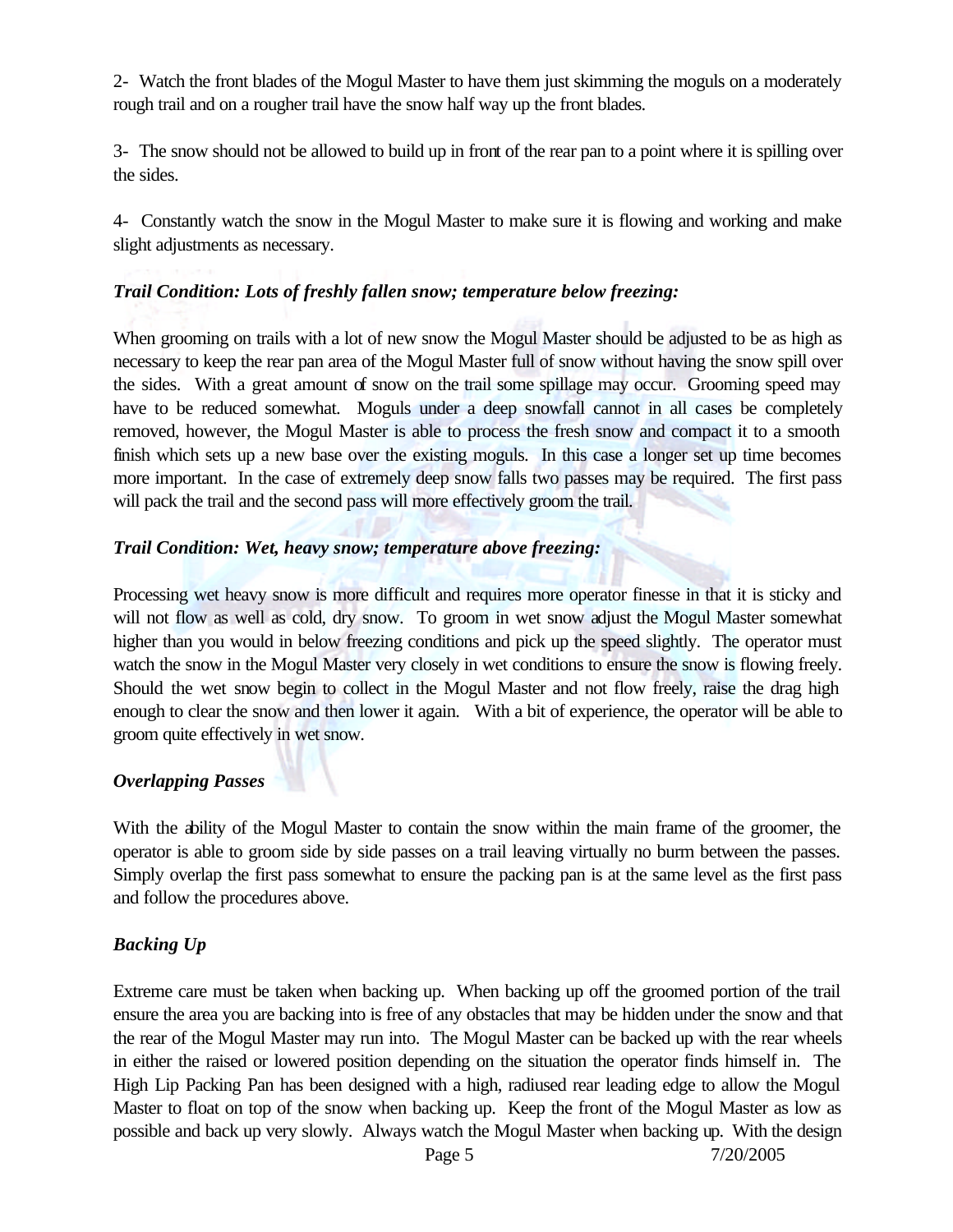2- Watch the front blades of the Mogul Master to have them just skimming the moguls on a moderately rough trail and on a rougher trail have the snow half way up the front blades.

3- The snow should not be allowed to build up in front of the rear pan to a point where it is spilling over the sides.

4- Constantly watch the snow in the Mogul Master to make sure it is flowing and working and make slight adjustments as necessary.

***Trail Condition: Lots of freshly fallen snow; temperature below freezing:***

When grooming on trails with a lot of new snow the Mogul Master should be adjusted to be as high as necessary to keep the rear pan area of the Mogul Master full of snow without having the snow spill over the sides. With a great amount of snow on the trail some spillage may occur. Grooming speed may have to be reduced somewhat. Moguls under a deep snowfall cannot in all cases be completely removed, however, the Mogul Master is able to process the fresh snow and compact it to a smooth finish which sets up a new base over the existing moguls. In this case a longer set up time becomes more important. In the case of extremely deep snow falls two passes may be required. The first pass will pack the trail and the second pass will more effectively groom the trail.

***Trail Condition: Wet, heavy snow; temperature above freezing:***

Processing wet heavy snow is more difficult and requires more operator finesse in that it is sticky and will not flow as well as cold, dry snow. To groom in wet snow adjust the Mogul Master somewhat higher than you would in below freezing conditions and pick up the speed slightly. The operator must watch the snow in the Mogul Master very closely in wet conditions to ensure the snow is flowing freely. Should the wet snow begin to collect in the Mogul Master and not flow freely, raise the drag high enough to clear the snow and then lower it again. With a bit of experience, the operator will be able to groom quite effectively in wet snow.

***Overlapping Passes***

With the ability of the Mogul Master to contain the snow within the main frame of the groomer, the operator is able to groom side by side passes on a trail leaving virtually no burm between the passes. Simply overlap the first pass somewhat to ensure the packing pan is at the same level as the first pass and follow the procedures above.

***Backing Up***

Extreme care must be taken when backing up. When backing up off the groomed portion of the trail ensure the area you are backing into is free of any obstacles that may be hidden under the snow and that the rear of the Mogul Master may run into. The Mogul Master can be backed up with the rear wheels in either the raised or lowered position depending on the situation the operator finds himself in. The High Lip Packing Pan has been designed with a high, radiused rear leading edge to allow the Mogul Master to float on top of the snow when backing up. Keep the front of the Mogul Master as low as possible and back up very slowly. Always watch the Mogul Master when backing up. With the design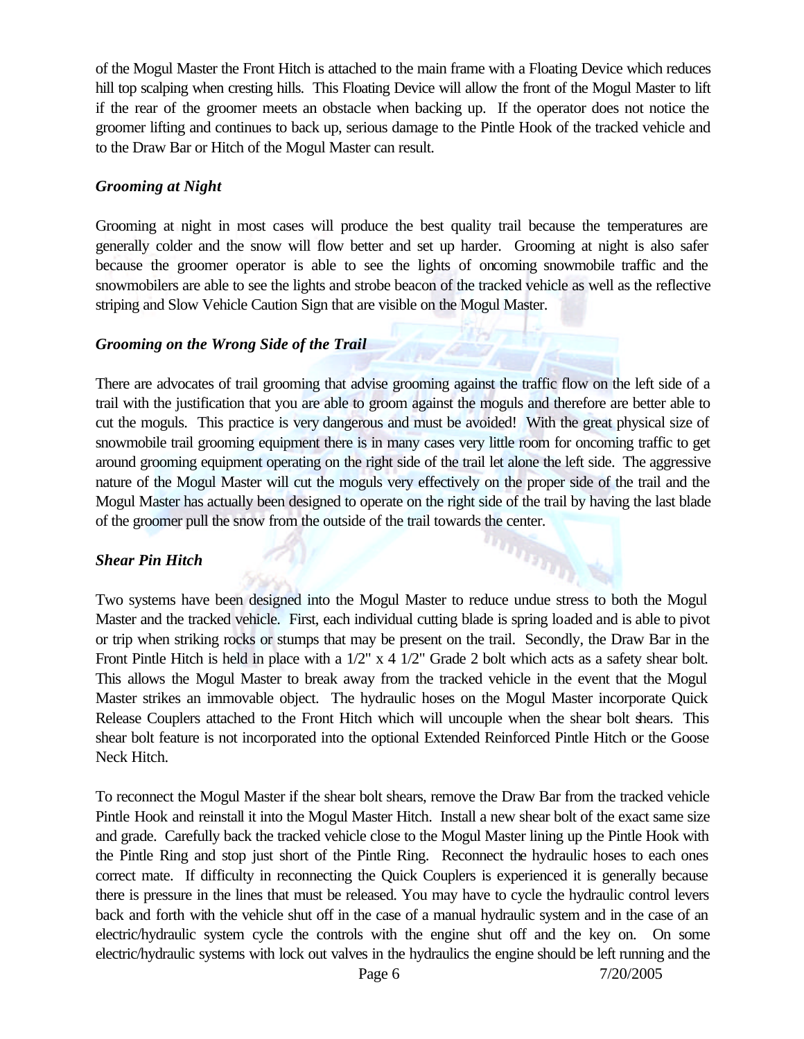of the Mogul Master the Front Hitch is attached to the main frame with a Floating Device which reduces hill top scalping when cresting hills. This Floating Device will allow the front of the Mogul Master to lift if the rear of the groomer meets an obstacle when backing up. If the operator does not notice the groomer lifting and continues to back up, serious damage to the Pintle Hook of the tracked vehicle and to the Draw Bar or Hitch of the Mogul Master can result.

***Grooming at Night***

Grooming at night in most cases will produce the best quality trail because the temperatures are generally colder and the snow will flow better and set up harder. Grooming at night is also safer because the groomer operator is able to see the lights of oncoming snowmobile traffic and the snowmobilers are able to see the lights and strobe beacon of the tracked vehicle as well as the reflective striping and Slow Vehicle Caution Sign that are visible on the Mogul Master.

***Grooming on the Wrong Side of the Trail***

There are advocates of trail grooming that advise grooming against the traffic flow on the left side of a trail with the justification that you are able to groom against the moguls and therefore are better able to cut the moguls. This practice is very dangerous and must be avoided! With the great physical size of snowmobile trail grooming equipment there is in many cases very little room for oncoming traffic to get around grooming equipment operating on the right side of the trail let alone the left side. The aggressive nature of the Mogul Master will cut the moguls very effectively on the proper side of the trail and the Mogul Master has actually been designed to operate on the right side of the trail by having the last blade of the groomer pull the snow from the outside of the trail towards the center.

***Shear Pin Hitch***

Two systems have been designed into the Mogul Master to reduce undue stress to both the Mogul Master and the tracked vehicle. First, each individual cutting blade is spring loaded and is able to pivot or trip when striking rocks or stumps that may be present on the trail. Secondly, the Draw Bar in the Front Pintle Hitch is held in place with a 1/2" x 4 1/2" Grade 2 bolt which acts as a safety shear bolt. This allows the Mogul Master to break away from the tracked vehicle in the event that the Mogul Master strikes an immovable object. The hydraulic hoses on the Mogul Master incorporate Quick Release Couplers attached to the Front Hitch which will uncouple when the shear bolt shears. This shear bolt feature is not incorporated into the optional Extended Reinforced Pintle Hitch or the Goose Neck Hitch.

To reconnect the Mogul Master if the shear bolt shears, remove the Draw Bar from the tracked vehicle Pintle Hook and reinstall it into the Mogul Master Hitch. Install a new shear bolt of the exact same size and grade. Carefully back the tracked vehicle close to the Mogul Master lining up the Pintle Hook with the Pintle Ring and stop just short of the Pintle Ring. Reconnect the hydraulic hoses to each ones correct mate. If difficulty in reconnecting the Quick Couplers is experienced it is generally because there is pressure in the lines that must be released. You may have to cycle the hydraulic control levers back and forth with the vehicle shut off in the case of a manual hydraulic system and in the case of an electric/hydraulic system cycle the controls with the engine shut off and the key on. On some electric/hydraulic systems with lock out valves in the hydraulics the engine should be left running and the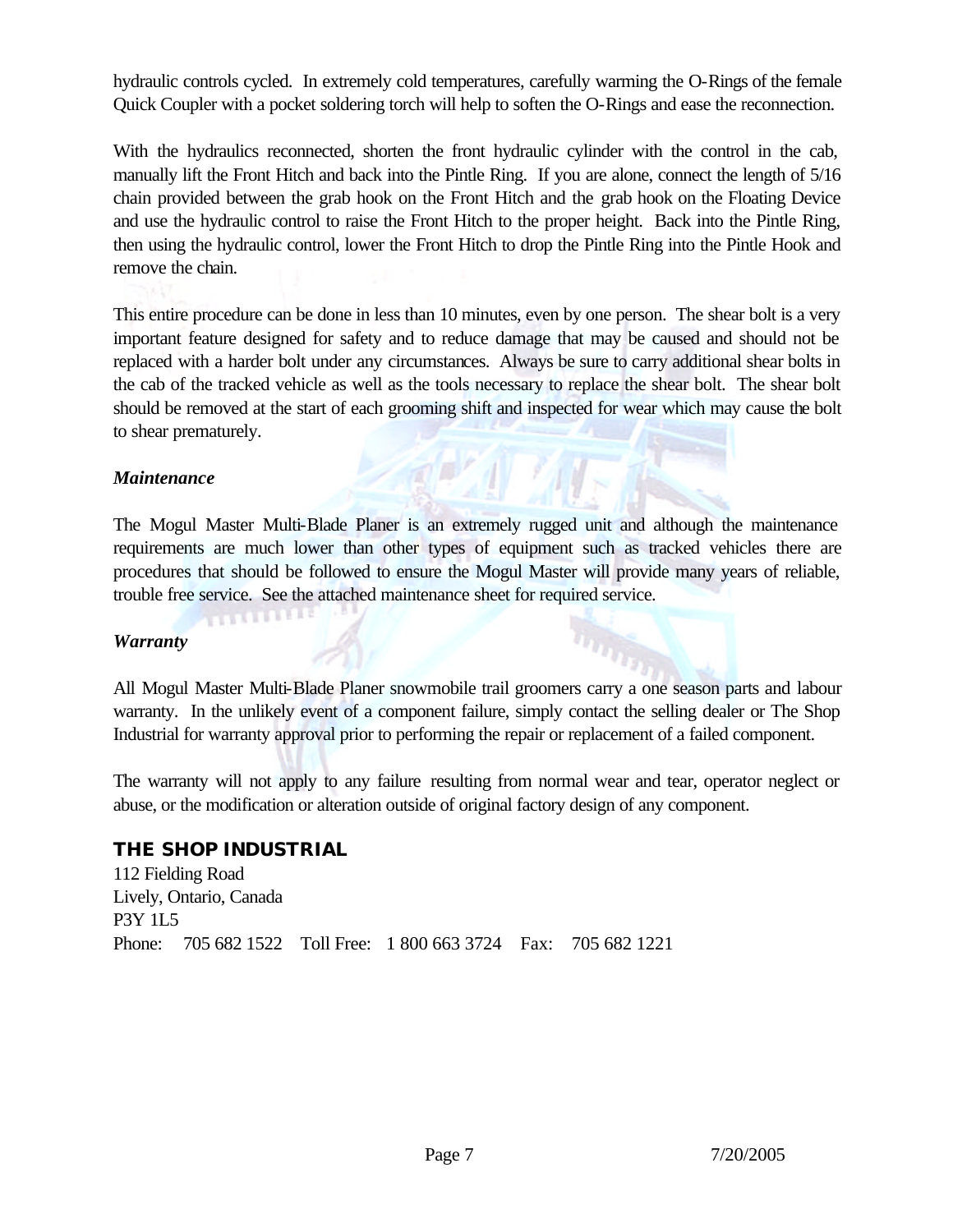hydraulic controls cycled. In extremely cold temperatures, carefully warming the O-Rings of the female Quick Coupler with a pocket soldering torch will help to soften the O-Rings and ease the reconnection.

With the hydraulics reconnected, shorten the front hydraulic cylinder with the control in the cab, manually lift the Front Hitch and back into the Pintle Ring. If you are alone, connect the length of 5/16 chain provided between the grab hook on the Front Hitch and the grab hook on the Floating Device and use the hydraulic control to raise the Front Hitch to the proper height. Back into the Pintle Ring, then using the hydraulic control, lower the Front Hitch to drop the Pintle Ring into the Pintle Hook and remove the chain.

This entire procedure can be done in less than 10 minutes, even by one person. The shear bolt is a very important feature designed for safety and to reduce damage that may be caused and should not be replaced with a harder bolt under any circumstances. Always be sure to carry additional shear bolts in the cab of the tracked vehicle as well as the tools necessary to replace the shear bolt. The shear bolt should be removed at the start of each grooming shift and inspected for wear which may cause the bolt to shear prematurely.

### *Maintenance*

The Mogul Master Multi-Blade Planer is an extremely rugged unit and although the maintenance requirements are much lower than other types of equipment such as tracked vehicles there are procedures that should be followed to ensure the Mogul Master will provide many years of reliable, trouble free service. See the attached maintenance sheet for required service.

### *Warranty*

All Mogul Master Multi-Blade Planer snowmobile trail groomers carry a one season parts and labour warranty. In the unlikely event of a component failure, simply contact the selling dealer or The Shop Industrial for warranty approval prior to performing the repair or replacement of a failed component.

The warranty will not apply to any failure resulting from normal wear and tear, operator neglect or abuse, or the modification or alteration outside of original factory design of any component.

**THE SHOP INDUSTRIAL**

112 Fielding Road
Lively, Ontario, Canada
P3Y 1L5
Phone: 705 682 1522 Toll Free: 1 800 663 3724 Fax: 705 682 1221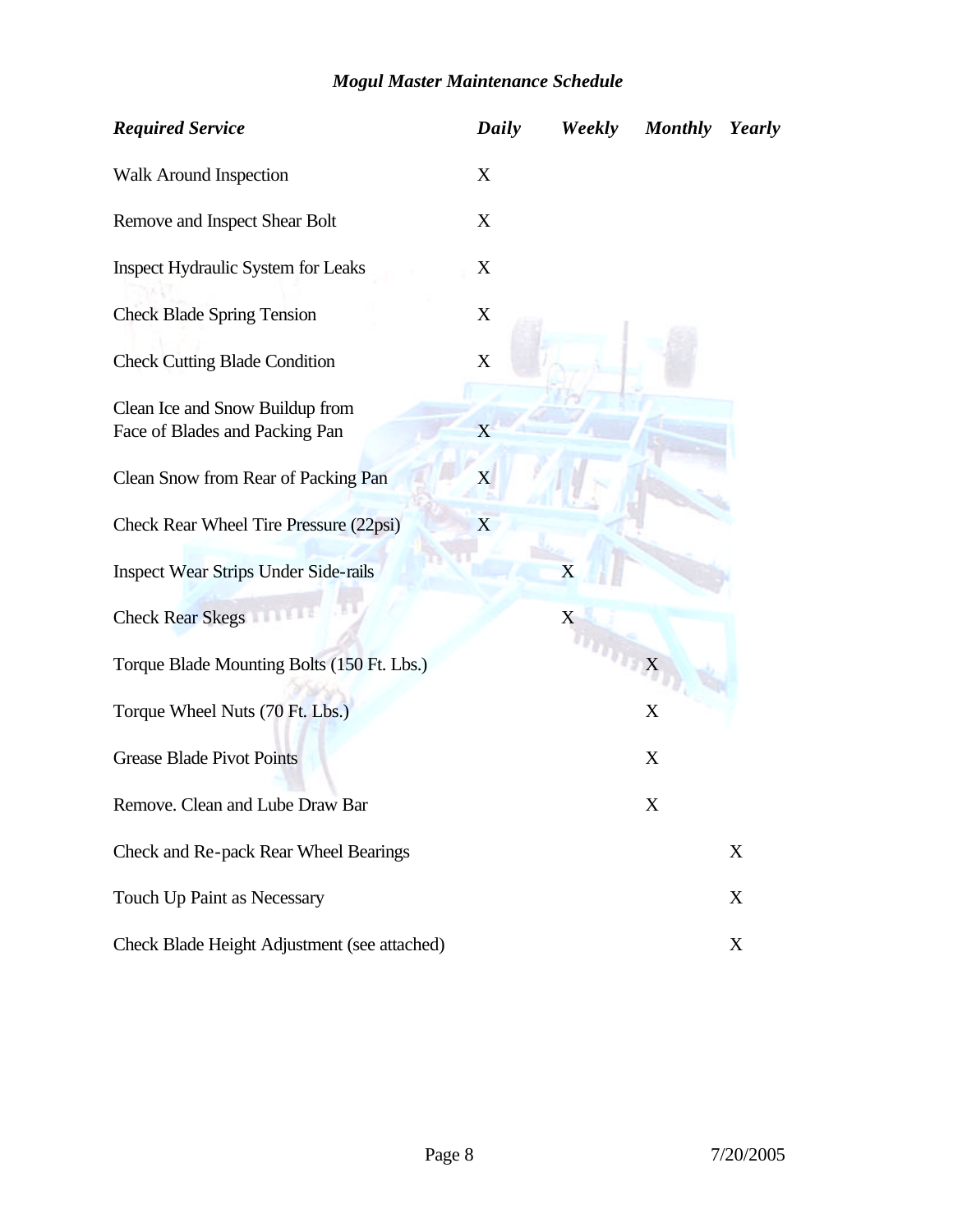# *Mogul Master Maintenance Schedule*

| *Required Service* | *Daily* | *Weekly* | *Monthly* | *Yearly* |
|---|---|---|---|---|
| Walk Around Inspection | X | | | |
| Remove and Inspect Shear Bolt | X | | | |
| Inspect Hydraulic System for Leaks | X | | | |
| Check Blade Spring Tension | X | | | |
| Check Cutting Blade Condition | X | | | |
| Clean Ice and Snow Buildup from Face of Blades and Packing Pan | X | | | |
| Clean Snow from Rear of Packing Pan | X | | | |
| Check Rear Wheel Tire Pressure (22psi) | X | | | |
| Inspect Wear Strips Under Side-rails | | X | | |
| Check Rear Skegs | | X | | |
| Torque Blade Mounting Bolts (150 Ft. Lbs.) | | | X | |
| Torque Wheel Nuts (70 Ft. Lbs.) | | | X | |
| Grease Blade Pivot Points | | | X | |
| Remove. Clean and Lube Draw Bar | | | X | |
| Check and Re-pack Rear Wheel Bearings | | | | X |
| Touch Up Paint as Necessary | | | | X |
| Check Blade Height Adjustment (see attached) | | | | X |

7/20/2005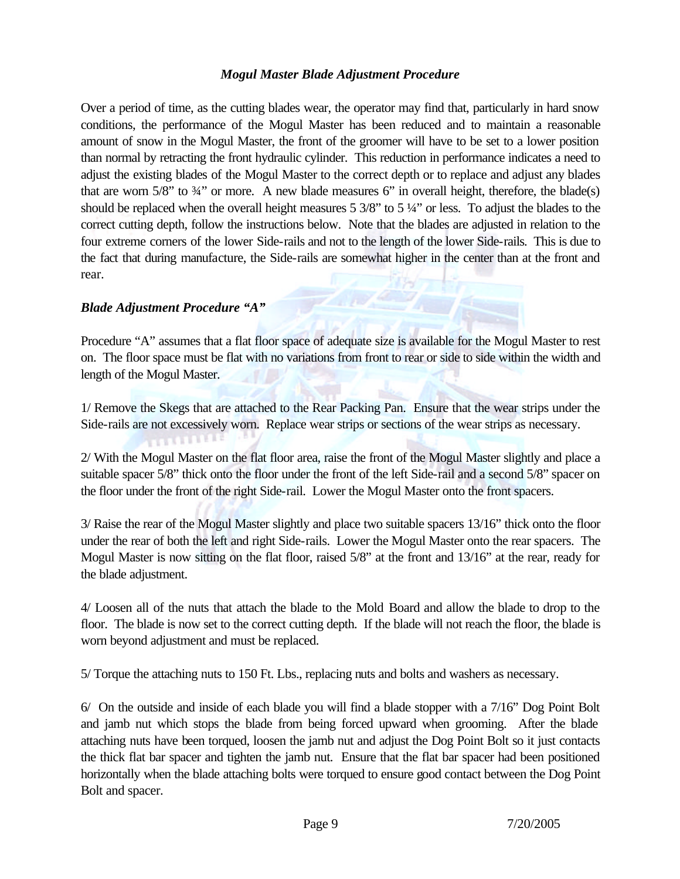### *Mogul Master Blade Adjustment Procedure*

Over a period of time, as the cutting blades wear, the operator may find that, particularly in hard snow conditions, the performance of the Mogul Master has been reduced and to maintain a reasonable amount of snow in the Mogul Master, the front of the groomer will have to be set to a lower position than normal by retracting the front hydraulic cylinder. This reduction in performance indicates a need to adjust the existing blades of the Mogul Master to the correct depth or to replace and adjust any blades that are worn 5/8" to ¾" or more. A new blade measures 6" in overall height, therefore, the blade(s) should be replaced when the overall height measures 5 3/8" to 5 ¼" or less. To adjust the blades to the correct cutting depth, follow the instructions below. Note that the blades are adjusted in relation to the four extreme corners of the lower Side-rails and not to the length of the lower Side-rails. This is due to the fact that during manufacture, the Side-rails are somewhat higher in the center than at the front and rear.

### *Blade Adjustment Procedure "A"*

Procedure "A" assumes that a flat floor space of adequate size is available for the Mogul Master to rest on. The floor space must be flat with no variations from front to rear or side to side within the width and length of the Mogul Master.

1/ Remove the Skegs that are attached to the Rear Packing Pan. Ensure that the wear strips under the Side-rails are not excessively worn. Replace wear strips or sections of the wear strips as necessary.

2/ With the Mogul Master on the flat floor area, raise the front of the Mogul Master slightly and place a suitable spacer 5/8" thick onto the floor under the front of the left Side-rail and a second 5/8" spacer on the floor under the front of the right Side-rail. Lower the Mogul Master onto the front spacers.

3/ Raise the rear of the Mogul Master slightly and place two suitable spacers 13/16" thick onto the floor under the rear of both the left and right Side-rails. Lower the Mogul Master onto the rear spacers. The Mogul Master is now sitting on the flat floor, raised 5/8" at the front and 13/16" at the rear, ready for the blade adjustment.

4/ Loosen all of the nuts that attach the blade to the Mold Board and allow the blade to drop to the floor. The blade is now set to the correct cutting depth. If the blade will not reach the floor, the blade is worn beyond adjustment and must be replaced.

5/ Torque the attaching nuts to 150 Ft. Lbs., replacing nuts and bolts and washers as necessary.

6/ On the outside and inside of each blade you will find a blade stopper with a 7/16" Dog Point Bolt and jamb nut which stops the blade from being forced upward when grooming. After the blade attaching nuts have been torqued, loosen the jamb nut and adjust the Dog Point Bolt so it just contacts the thick flat bar spacer and tighten the jamb nut. Ensure that the flat bar spacer had been positioned horizontally when the blade attaching bolts were torqued to ensure good contact between the Dog Point Bolt and spacer.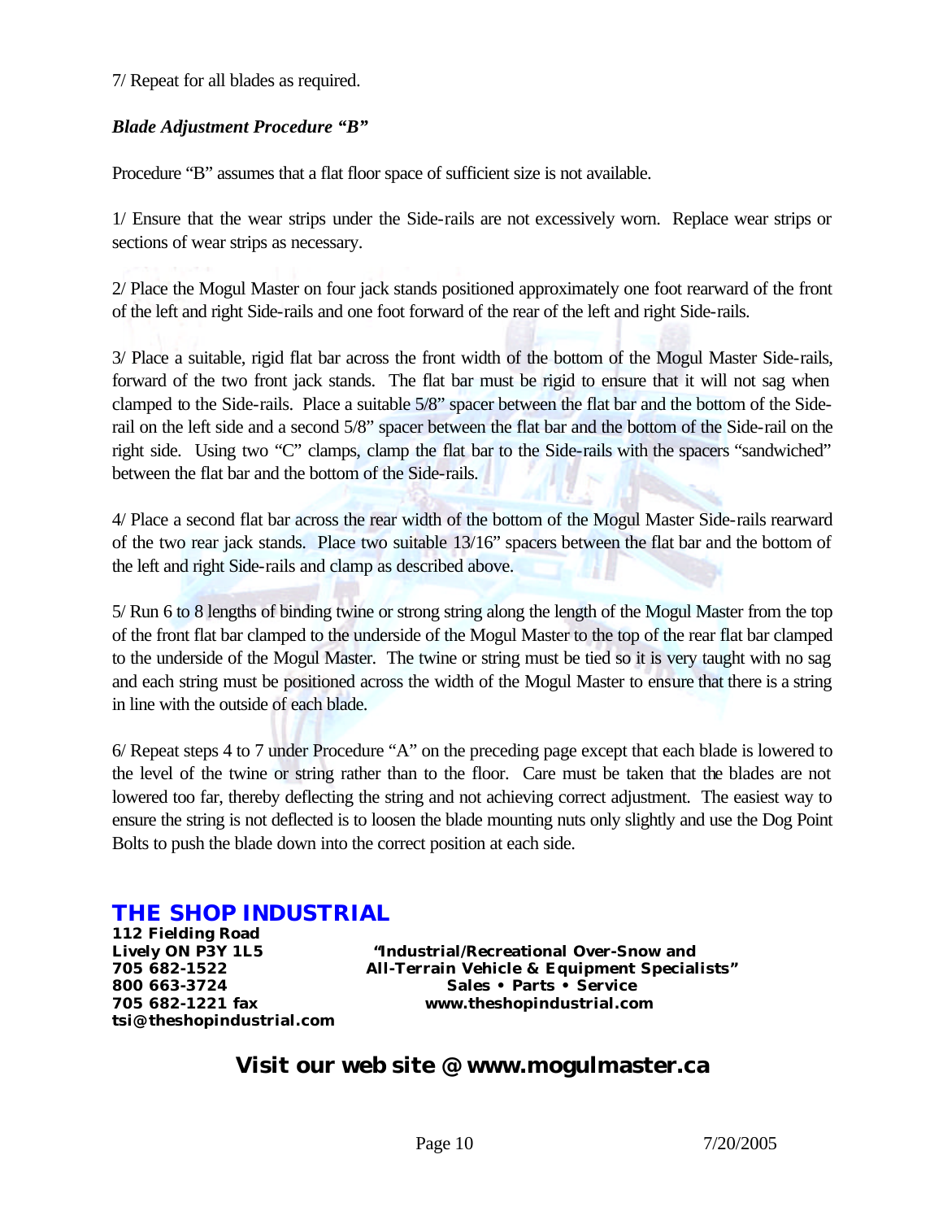7/ Repeat for all blades as required.

***Blade Adjustment Procedure "B"***

Procedure "B" assumes that a flat floor space of sufficient size is not available.

1/ Ensure that the wear strips under the Side-rails are not excessively worn. Replace wear strips or sections of wear strips as necessary.

2/ Place the Mogul Master on four jack stands positioned approximately one foot rearward of the front of the left and right Side-rails and one foot forward of the rear of the left and right Side-rails.

3/ Place a suitable, rigid flat bar across the front width of the bottom of the Mogul Master Side-rails, forward of the two front jack stands. The flat bar must be rigid to ensure that it will not sag when clamped to the Side-rails. Place a suitable 5/8" spacer between the flat bar and the bottom of the Side-rail on the left side and a second 5/8" spacer between the flat bar and the bottom of the Side-rail on the right side. Using two "C" clamps, clamp the flat bar to the Side-rails with the spacers "sandwiched" between the flat bar and the bottom of the Side-rails.

4/ Place a second flat bar across the rear width of the bottom of the Mogul Master Side-rails rearward of the two rear jack stands. Place two suitable 13/16" spacers between the flat bar and the bottom of the left and right Side-rails and clamp as described above.

5/ Run 6 to 8 lengths of binding twine or strong string along the length of the Mogul Master from the top of the front flat bar clamped to the underside of the Mogul Master to the top of the rear flat bar clamped to the underside of the Mogul Master. The twine or string must be tied so it is very taught with no sag and each string must be positioned across the width of the Mogul Master to ensure that there is a string in line with the outside of each blade.

6/ Repeat steps 4 to 7 under Procedure "A" on the preceding page except that each blade is lowered to the level of the twine or string rather than to the floor. Care must be taken that the blades are not lowered too far, thereby deflecting the string and not achieving correct adjustment. The easiest way to ensure the string is not deflected is to loosen the blade mounting nuts only slightly and use the Dog Point Bolts to push the blade down into the correct position at each side.

## THE SHOP INDUSTRIAL

**112 Fielding Road**
**Lively ON P3Y 1L5**
**705 682-1522**
**800 663-3724**
**705 682-1221 fax**
**tsi@theshopindustrial.com**

**"Industrial/Recreational Over-Snow and All-Terrain Vehicle & Equipment Specialists"**
**Sales • Parts • Service**
**www.theshopindustrial.com**

**Visit our web site @ www.mogulmaster.ca**